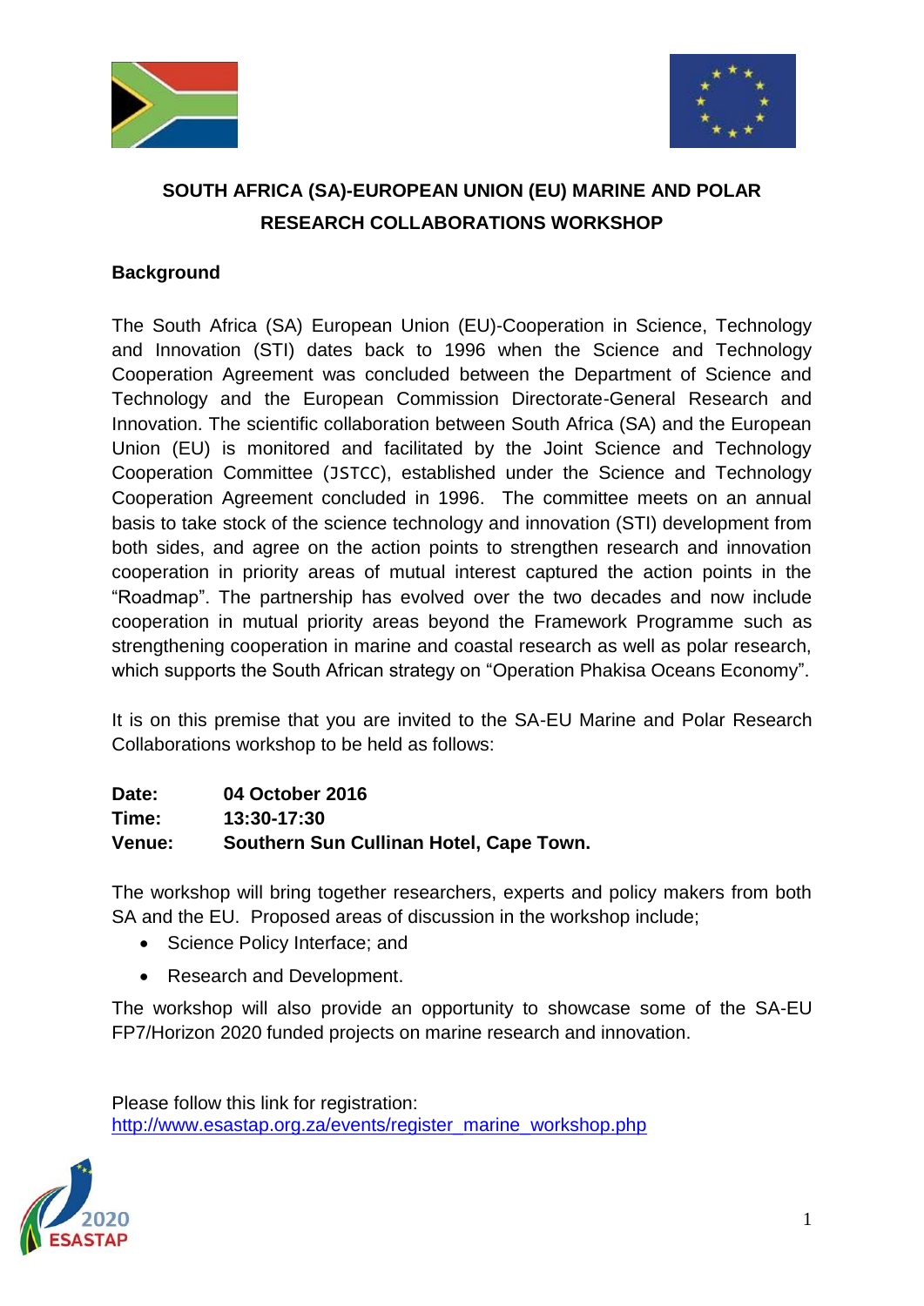# SOUTH AFRICA (SA)-EUROPEAN UNION (EU) MARINE AND POLAR RESEARCH COLLABORATIONS WORKSHOP

**Background**

The South Africa (SA) European Union (EU)-Cooperation in Science, Technology and Innovation (STI) dates back to 1996 when the Science and Technology Cooperation Agreement was concluded between the Department of Science and Technology and the European Commission Directorate-General Research and Innovation. The scientific collaboration between South Africa (SA) and the European Union (EU) is monitored and facilitated by the Joint Science and Technology Cooperation Committee (JSTCC), established under the Science and Technology Cooperation Agreement concluded in 1996. The committee meets on an annual basis to take stock of the science technology and innovation (STI) development from both sides, and agree on the action points to strengthen research and innovation cooperation in priority areas of mutual interest captured the action points in the "Roadmap". The partnership has evolved over the two decades and now include cooperation in mutual priority areas beyond the Framework Programme such as strengthening cooperation in marine and coastal research as well as polar research, which supports the South African strategy on "Operation Phakisa Oceans Economy".

It is on this premise that you are invited to the SA-EU Marine and Polar Research Collaborations workshop to be held as follows:

**Date:** **04 October 2016**
**Time:** **13:30-17:30**
**Venue:** **Southern Sun Cullinan Hotel, Cape Town.**

The workshop will bring together researchers, experts and policy makers from both SA and the EU. Proposed areas of discussion in the workshop include;

- Science Policy Interface; and
- Research and Development.

The workshop will also provide an opportunity to showcase some of the SA-EU FP7/Horizon 2020 funded projects on marine research and innovation.

Please follow this link for registration:
http://www.esastap.org.za/events/register_marine_workshop.php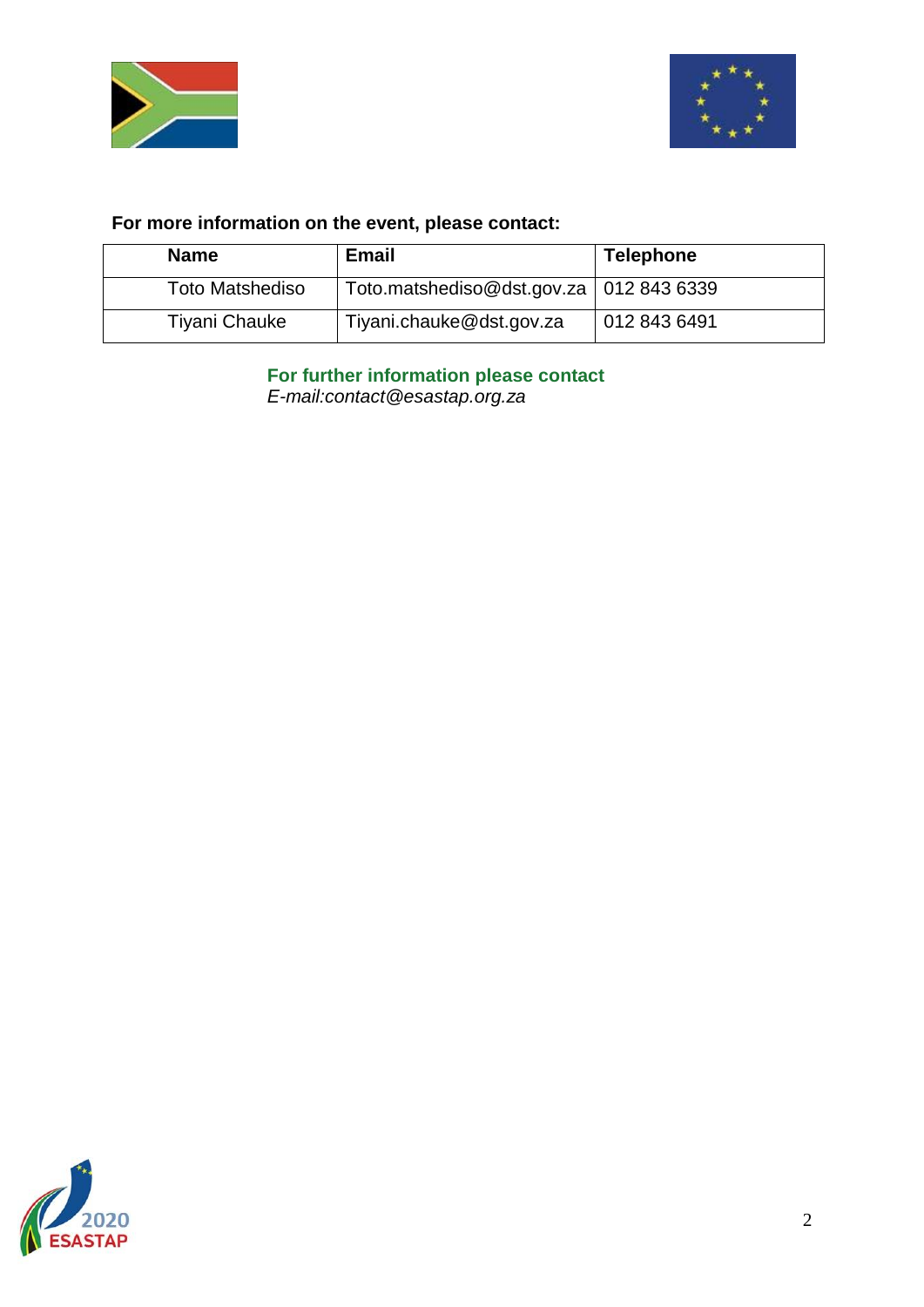**For more information on the event, please contact:**

| Name | Email | Telephone |
|---|---|---|
| Toto Matshediso | Toto.matshediso@dst.gov.za | 012 843 6339 |
| Tiyani Chauke | Tiyani.chauke@dst.gov.za | 012 843 6491 |

**For further information please contact**
*E-mail:contact@esastap.org.za*